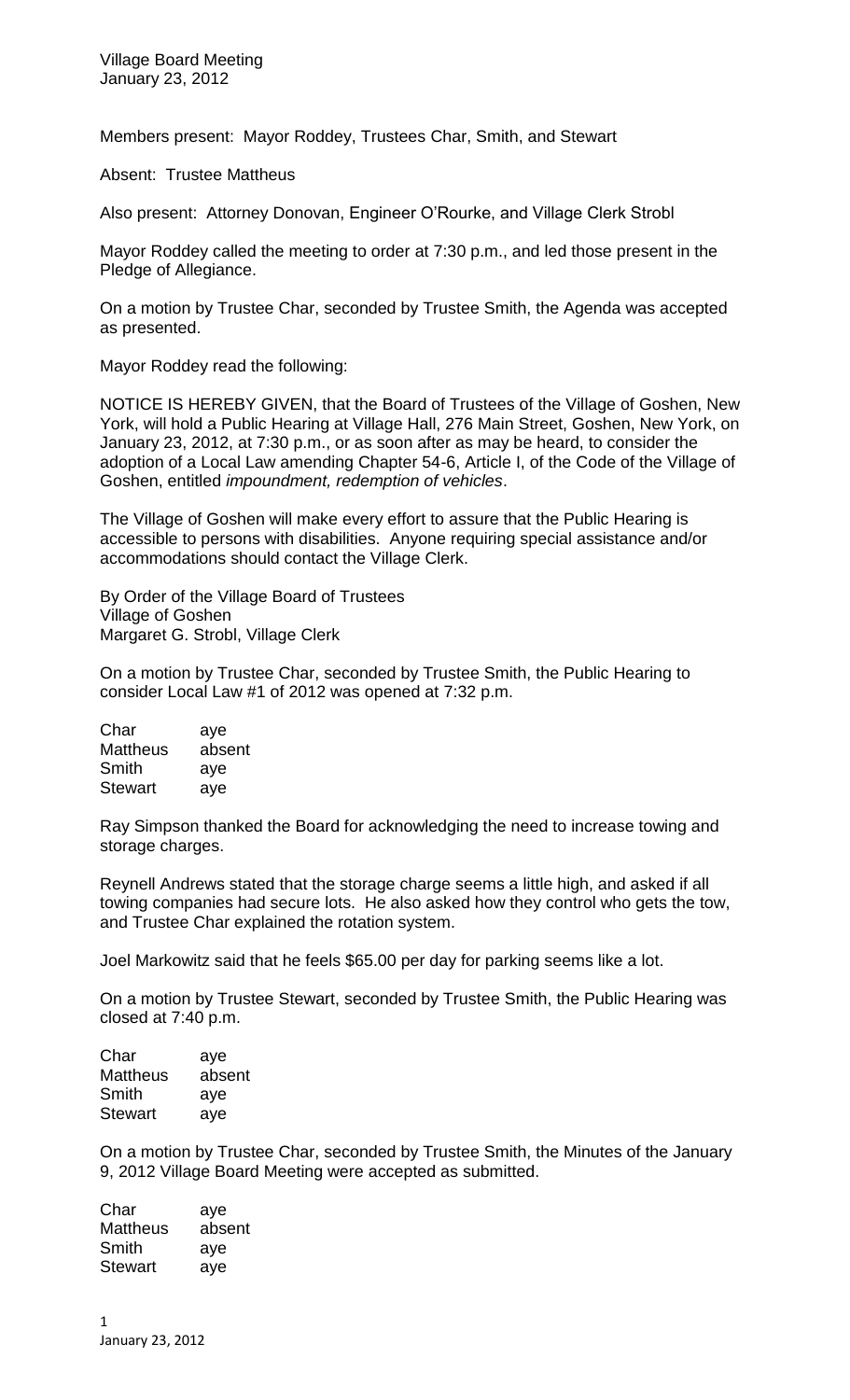Village Board Meeting
January 23, 2012

Members present: Mayor Roddey, Trustees Char, Smith, and Stewart

Absent: Trustee Mattheus

Also present: Attorney Donovan, Engineer O'Rourke, and Village Clerk Strobl

Mayor Roddey called the meeting to order at 7:30 p.m., and led those present in the Pledge of Allegiance.

On a motion by Trustee Char, seconded by Trustee Smith, the Agenda was accepted as presented.

Mayor Roddey read the following:

NOTICE IS HEREBY GIVEN, that the Board of Trustees of the Village of Goshen, New York, will hold a Public Hearing at Village Hall, 276 Main Street, Goshen, New York, on January 23, 2012, at 7:30 p.m., or as soon after as may be heard, to consider the adoption of a Local Law amending Chapter 54-6, Article I, of the Code of the Village of Goshen, entitled *impoundment, redemption of vehicles*.

The Village of Goshen will make every effort to assure that the Public Hearing is accessible to persons with disabilities. Anyone requiring special assistance and/or accommodations should contact the Village Clerk.

By Order of the Village Board of Trustees
Village of Goshen
Margaret G. Strobl, Village Clerk

On a motion by Trustee Char, seconded by Trustee Smith, the Public Hearing to consider Local Law #1 of 2012 was opened at 7:32 p.m.

| | |
|---|---|
| Char | aye |
| Mattheus | absent |
| Smith | aye |
| Stewart | aye |

Ray Simpson thanked the Board for acknowledging the need to increase towing and storage charges.

Reynell Andrews stated that the storage charge seems a little high, and asked if all towing companies had secure lots. He also asked how they control who gets the tow, and Trustee Char explained the rotation system.

Joel Markowitz said that he feels $65.00 per day for parking seems like a lot.

On a motion by Trustee Stewart, seconded by Trustee Smith, the Public Hearing was closed at 7:40 p.m.

| | |
|---|---|
| Char | aye |
| Mattheus | absent |
| Smith | aye |
| Stewart | aye |

On a motion by Trustee Char, seconded by Trustee Smith, the Minutes of the January 9, 2012 Village Board Meeting were accepted as submitted.

| | |
|---|---|
| Char | aye |
| Mattheus | absent |
| Smith | aye |
| Stewart | aye |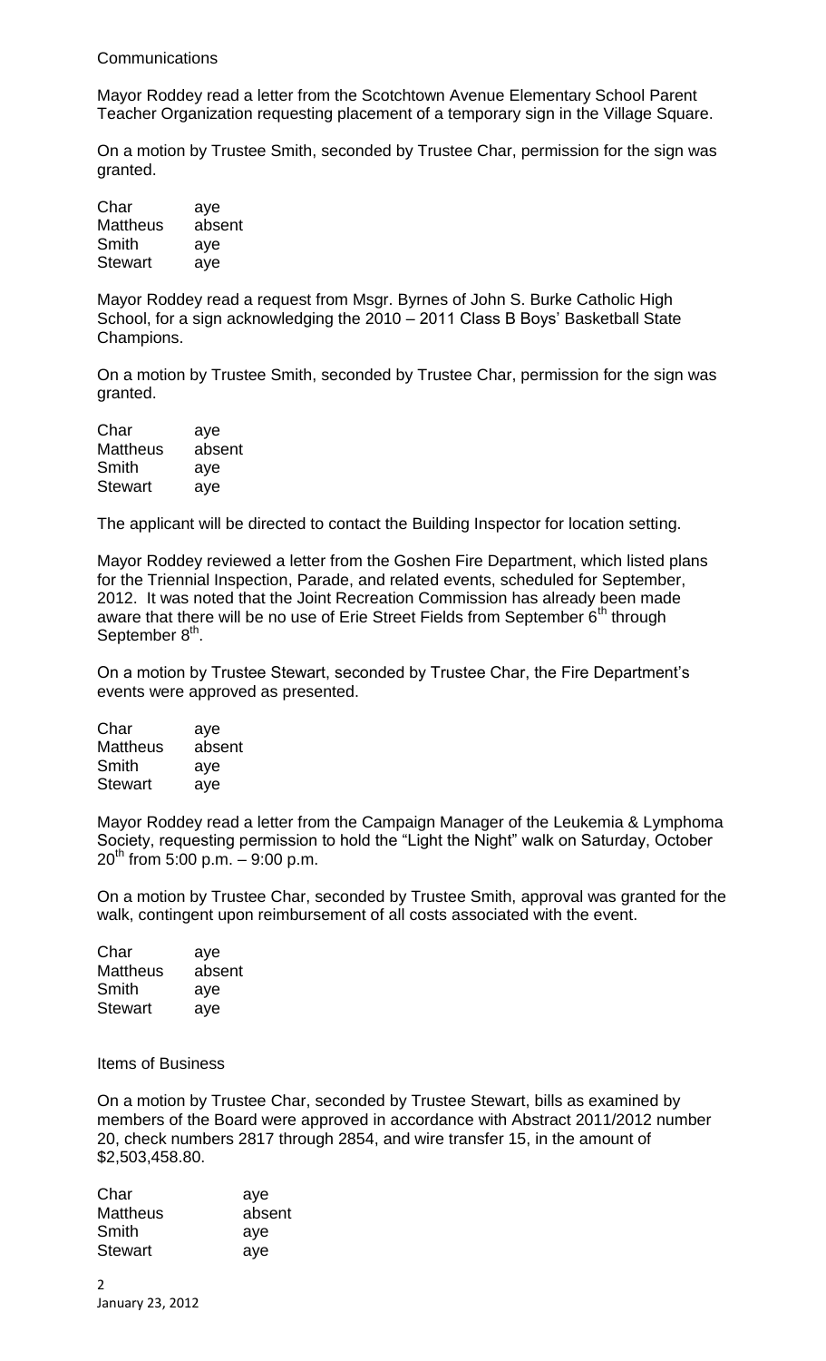Communications

Mayor Roddey read a letter from the Scotchtown Avenue Elementary School Parent Teacher Organization requesting placement of a temporary sign in the Village Square.

On a motion by Trustee Smith, seconded by Trustee Char, permission for the sign was granted.

| | |
|---|---|
| Char | aye |
| Mattheus | absent |
| Smith | aye |
| Stewart | aye |

Mayor Roddey read a request from Msgr. Byrnes of John S. Burke Catholic High School, for a sign acknowledging the 2010 – 2011 Class B Boys' Basketball State Champions.

On a motion by Trustee Smith, seconded by Trustee Char, permission for the sign was granted.

| | |
|---|---|
| Char | aye |
| Mattheus | absent |
| Smith | aye |
| Stewart | aye |

The applicant will be directed to contact the Building Inspector for location setting.

Mayor Roddey reviewed a letter from the Goshen Fire Department, which listed plans for the Triennial Inspection, Parade, and related events, scheduled for September, 2012. It was noted that the Joint Recreation Commission has already been made aware that there will be no use of Erie Street Fields from September 6th through September 8th.

On a motion by Trustee Stewart, seconded by Trustee Char, the Fire Department's events were approved as presented.

| | |
|---|---|
| Char | aye |
| Mattheus | absent |
| Smith | aye |
| Stewart | aye |

Mayor Roddey read a letter from the Campaign Manager of the Leukemia & Lymphoma Society, requesting permission to hold the "Light the Night" walk on Saturday, October 20th from 5:00 p.m. – 9:00 p.m.

On a motion by Trustee Char, seconded by Trustee Smith, approval was granted for the walk, contingent upon reimbursement of all costs associated with the event.

| | |
|---|---|
| Char | aye |
| Mattheus | absent |
| Smith | aye |
| Stewart | aye |

Items of Business

On a motion by Trustee Char, seconded by Trustee Stewart, bills as examined by members of the Board were approved in accordance with Abstract 2011/2012 number 20, check numbers 2817 through 2854, and wire transfer 15, in the amount of $2,503,458.80.

| | |
|---|---|
| Char | aye |
| Mattheus | absent |
| Smith | aye |
| Stewart | aye |

January 23, 2012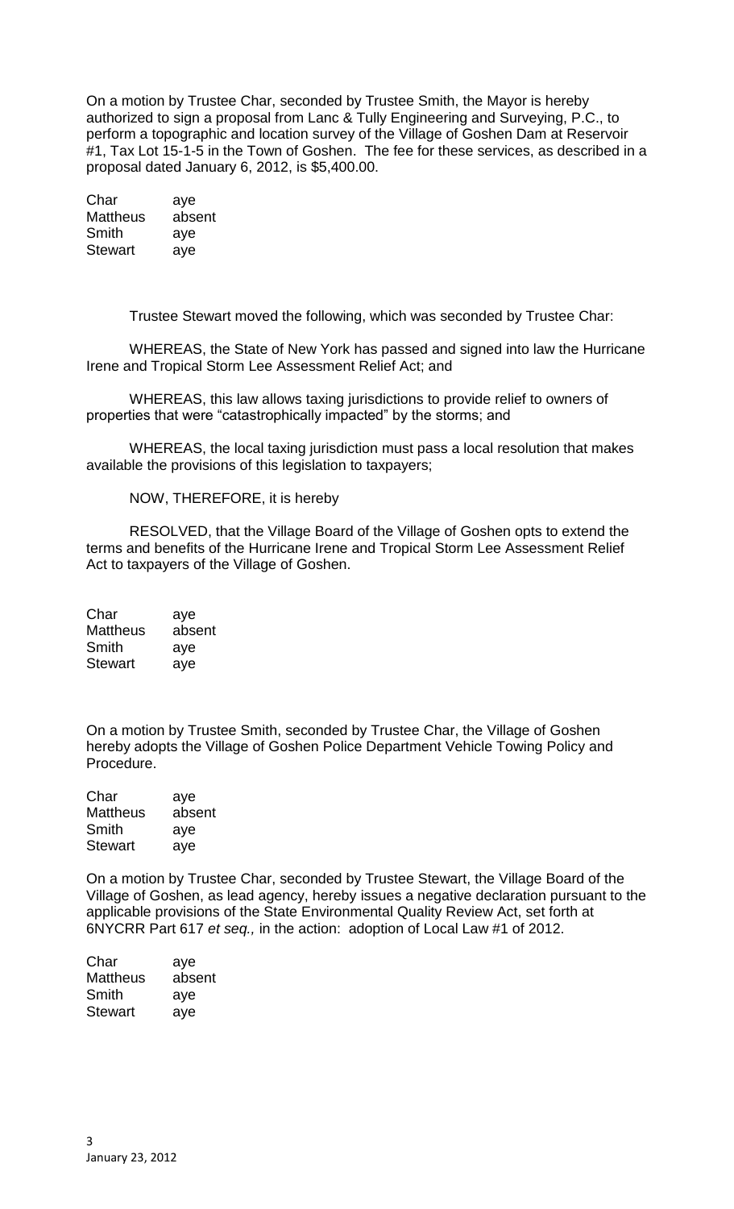On a motion by Trustee Char, seconded by Trustee Smith, the Mayor is hereby authorized to sign a proposal from Lanc & Tully Engineering and Surveying, P.C., to perform a topographic and location survey of the Village of Goshen Dam at Reservoir #1, Tax Lot 15-1-5 in the Town of Goshen. The fee for these services, as described in a proposal dated January 6, 2012, is $5,400.00.

| | |
|---|---|
| Char | aye |
| Mattheus | absent |
| Smith | aye |
| Stewart | aye |

Trustee Stewart moved the following, which was seconded by Trustee Char:

WHEREAS, the State of New York has passed and signed into law the Hurricane Irene and Tropical Storm Lee Assessment Relief Act; and

WHEREAS, this law allows taxing jurisdictions to provide relief to owners of properties that were "catastrophically impacted" by the storms; and

WHEREAS, the local taxing jurisdiction must pass a local resolution that makes available the provisions of this legislation to taxpayers;

NOW, THEREFORE, it is hereby

RESOLVED, that the Village Board of the Village of Goshen opts to extend the terms and benefits of the Hurricane Irene and Tropical Storm Lee Assessment Relief Act to taxpayers of the Village of Goshen.

| | |
|---|---|
| Char | aye |
| Mattheus | absent |
| Smith | aye |
| Stewart | aye |

On a motion by Trustee Smith, seconded by Trustee Char, the Village of Goshen hereby adopts the Village of Goshen Police Department Vehicle Towing Policy and Procedure.

| | |
|---|---|
| Char | aye |
| Mattheus | absent |
| Smith | aye |
| Stewart | aye |

On a motion by Trustee Char, seconded by Trustee Stewart, the Village Board of the Village of Goshen, as lead agency, hereby issues a negative declaration pursuant to the applicable provisions of the State Environmental Quality Review Act, set forth at 6NYCRR Part 617 *et seq.,* in the action: adoption of Local Law #1 of 2012.

| | |
|---|---|
| Char | aye |
| Mattheus | absent |
| Smith | aye |
| Stewart | aye |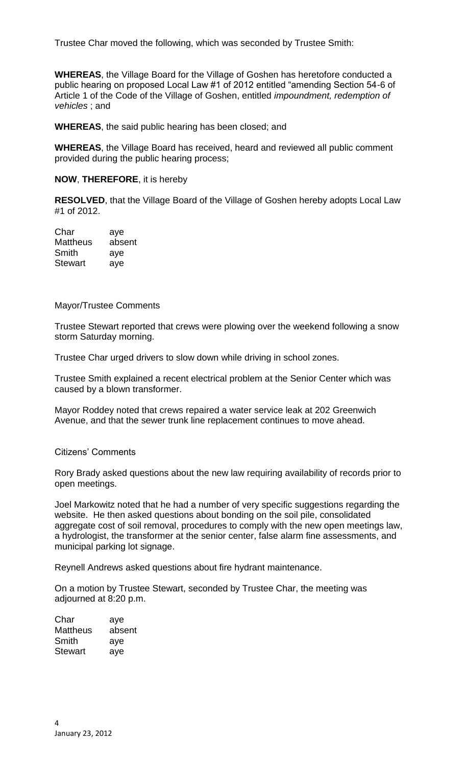Trustee Char moved the following, which was seconded by Trustee Smith:

**WHEREAS**, the Village Board for the Village of Goshen has heretofore conducted a public hearing on proposed Local Law #1 of 2012 entitled "amending Section 54-6 of Article 1 of the Code of the Village of Goshen, entitled *impoundment, redemption of vehicles* ; and

**WHEREAS**, the said public hearing has been closed; and

**WHEREAS**, the Village Board has received, heard and reviewed all public comment provided during the public hearing process;

**NOW**, **THEREFORE**, it is hereby

**RESOLVED**, that the Village Board of the Village of Goshen hereby adopts Local Law #1 of 2012.

| | |
|---|---|
| Char | aye |
| Mattheus | absent |
| Smith | aye |
| Stewart | aye |

Mayor/Trustee Comments

Trustee Stewart reported that crews were plowing over the weekend following a snow storm Saturday morning.

Trustee Char urged drivers to slow down while driving in school zones.

Trustee Smith explained a recent electrical problem at the Senior Center which was caused by a blown transformer.

Mayor Roddey noted that crews repaired a water service leak at 202 Greenwich Avenue, and that the sewer trunk line replacement continues to move ahead.

Citizens' Comments

Rory Brady asked questions about the new law requiring availability of records prior to open meetings.

Joel Markowitz noted that he had a number of very specific suggestions regarding the website. He then asked questions about bonding on the soil pile, consolidated aggregate cost of soil removal, procedures to comply with the new open meetings law, a hydrologist, the transformer at the senior center, false alarm fine assessments, and municipal parking lot signage.

Reynell Andrews asked questions about fire hydrant maintenance.

On a motion by Trustee Stewart, seconded by Trustee Char, the meeting was adjourned at 8:20 p.m.

| | |
|---|---|
| Char | aye |
| Mattheus | absent |
| Smith | aye |
| Stewart | aye |

January 23, 2012